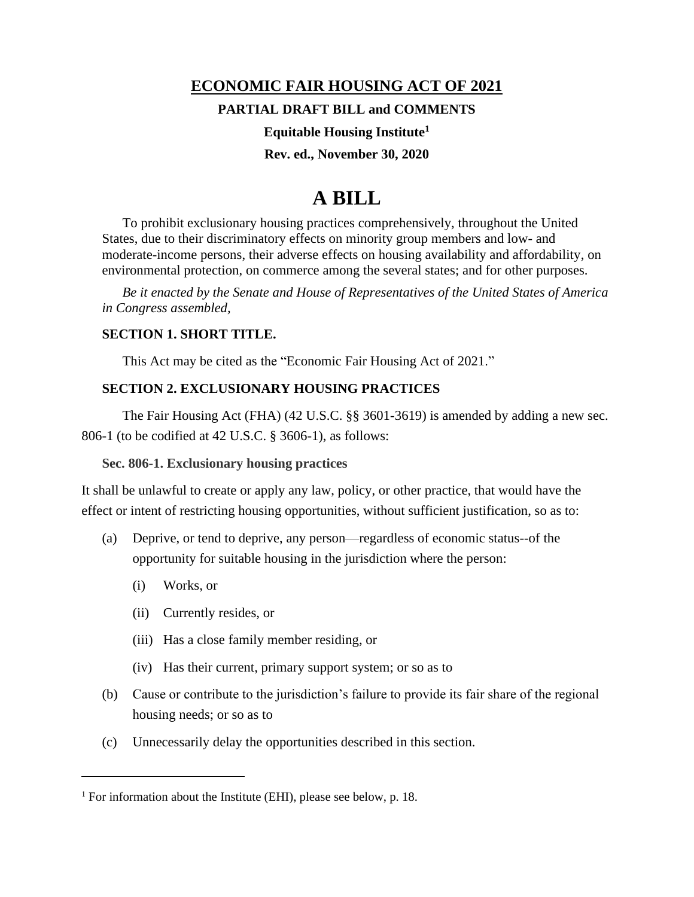# ECONOMIC FAIR HOUSING ACT OF 2021

**PARTIAL DRAFT BILL and COMMENTS**

**Equitable Housing Institute[1]**

**Rev. ed., November 30, 2020**

# A BILL

To prohibit exclusionary housing practices comprehensively, throughout the United States, due to their discriminatory effects on minority group members and low- and moderate-income persons, their adverse effects on housing availability and affordability, on environmental protection, on commerce among the several states; and for other purposes.

*Be it enacted by the Senate and House of Representatives of the United States of America in Congress assembled,*

## SECTION 1. SHORT TITLE.

This Act may be cited as the "Economic Fair Housing Act of 2021."

## SECTION 2. EXCLUSIONARY HOUSING PRACTICES

The Fair Housing Act (FHA) (42 U.S.C. §§ 3601-3619) is amended by adding a new sec. 806-1 (to be codified at 42 U.S.C. § 3606-1), as follows:

### Sec. 806-1. Exclusionary housing practices

It shall be unlawful to create or apply any law, policy, or other practice, that would have the effect or intent of restricting housing opportunities, without sufficient justification, so as to:

(a) Deprive, or tend to deprive, any person—regardless of economic status--of the opportunity for suitable housing in the jurisdiction where the person:

  (i) Works, or

  (ii) Currently resides, or

  (iii) Has a close family member residing, or

  (iv) Has their current, primary support system; or so as to

(b) Cause or contribute to the jurisdiction's failure to provide its fair share of the regional housing needs; or so as to

(c) Unnecessarily delay the opportunities described in this section.

---

[1] For information about the Institute (EHI), please see below, p. 18.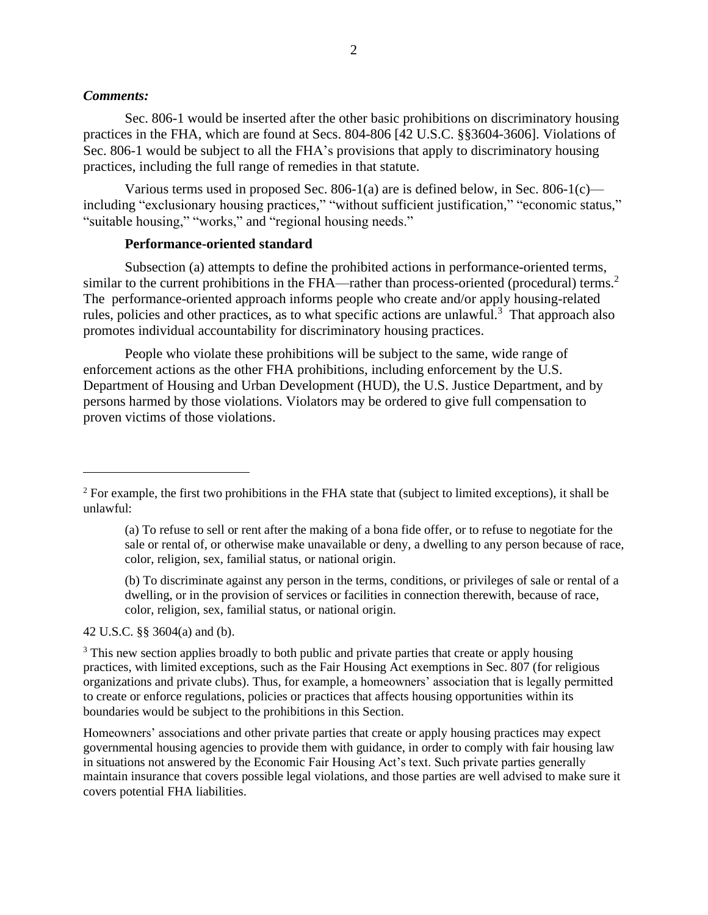***Comments:***

Sec. 806-1 would be inserted after the other basic prohibitions on discriminatory housing practices in the FHA, which are found at Secs. 804-806 [42 U.S.C. §§3604-3606]. Violations of Sec. 806-1 would be subject to all the FHA's provisions that apply to discriminatory housing practices, including the full range of remedies in that statute.

Various terms used in proposed Sec. 806-1(a) are is defined below, in Sec. 806-1(c)—including "exclusionary housing practices," "without sufficient justification," "economic status," "suitable housing," "works," and "regional housing needs."

**Performance-oriented standard**

Subsection (a) attempts to define the prohibited actions in performance-oriented terms, similar to the current prohibitions in the FHA—rather than process-oriented (procedural) terms.[2] The performance-oriented approach informs people who create and/or apply housing-related rules, policies and other practices, as to what specific actions are unlawful.[3] That approach also promotes individual accountability for discriminatory housing practices.

People who violate these prohibitions will be subject to the same, wide range of enforcement actions as the other FHA prohibitions, including enforcement by the U.S. Department of Housing and Urban Development (HUD), the U.S. Justice Department, and by persons harmed by those violations. Violators may be ordered to give full compensation to proven victims of those violations.

---

[2] For example, the first two prohibitions in the FHA state that (subject to limited exceptions), it shall be unlawful:

> (a) To refuse to sell or rent after the making of a bona fide offer, or to refuse to negotiate for the sale or rental of, or otherwise make unavailable or deny, a dwelling to any person because of race, color, religion, sex, familial status, or national origin.
>
> (b) To discriminate against any person in the terms, conditions, or privileges of sale or rental of a dwelling, or in the provision of services or facilities in connection therewith, because of race, color, religion, sex, familial status, or national origin.

42 U.S.C. §§ 3604(a) and (b).

[3] This new section applies broadly to both public and private parties that create or apply housing practices, with limited exceptions, such as the Fair Housing Act exemptions in Sec. 807 (for religious organizations and private clubs). Thus, for example, a homeowners' association that is legally permitted to create or enforce regulations, policies or practices that affects housing opportunities within its boundaries would be subject to the prohibitions in this Section.

Homeowners' associations and other private parties that create or apply housing practices may expect governmental housing agencies to provide them with guidance, in order to comply with fair housing law in situations not answered by the Economic Fair Housing Act's text. Such private parties generally maintain insurance that covers possible legal violations, and those parties are well advised to make sure it covers potential FHA liabilities.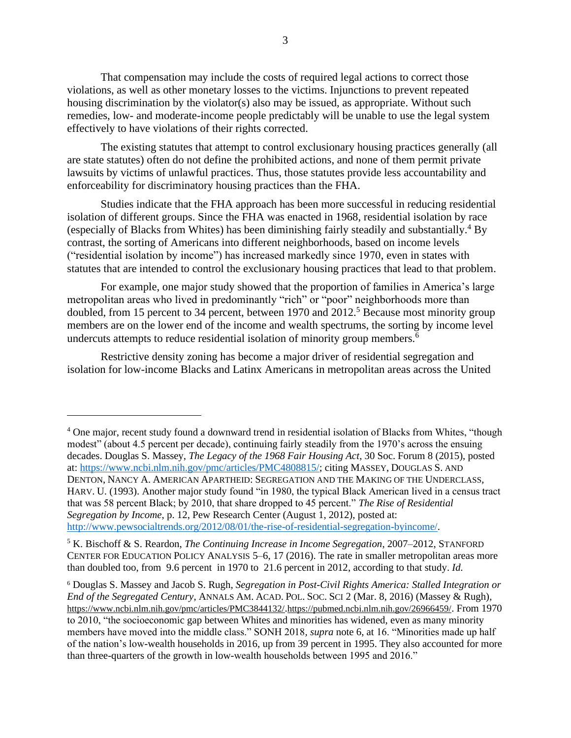That compensation may include the costs of required legal actions to correct those violations, as well as other monetary losses to the victims. Injunctions to prevent repeated housing discrimination by the violator(s) also may be issued, as appropriate. Without such remedies, low- and moderate-income people predictably will be unable to use the legal system effectively to have violations of their rights corrected.

The existing statutes that attempt to control exclusionary housing practices generally (all are state statutes) often do not define the prohibited actions, and none of them permit private lawsuits by victims of unlawful practices. Thus, those statutes provide less accountability and enforceability for discriminatory housing practices than the FHA.

Studies indicate that the FHA approach has been more successful in reducing residential isolation of different groups. Since the FHA was enacted in 1968, residential isolation by race (especially of Blacks from Whites) has been diminishing fairly steadily and substantially.[4] By contrast, the sorting of Americans into different neighborhoods, based on income levels ("residential isolation by income") has increased markedly since 1970, even in states with statutes that are intended to control the exclusionary housing practices that lead to that problem.

For example, one major study showed that the proportion of families in America's large metropolitan areas who lived in predominantly "rich" or "poor" neighborhoods more than doubled, from 15 percent to 34 percent, between 1970 and 2012.[5] Because most minority group members are on the lower end of the income and wealth spectrums, the sorting by income level undercuts attempts to reduce residential isolation of minority group members.[6]

Restrictive density zoning has become a major driver of residential segregation and isolation for low-income Blacks and Latinx Americans in metropolitan areas across the United

---

[4] One major, recent study found a downward trend in residential isolation of Blacks from Whites, "though modest" (about 4.5 percent per decade), continuing fairly steadily from the 1970's across the ensuing decades. Douglas S. Massey, *The Legacy of the 1968 Fair Housing Act*, 30 Soc. Forum 8 (2015), posted at: https://www.ncbi.nlm.nih.gov/pmc/articles/PMC4808815/; citing MASSEY, DOUGLAS S. AND DENTON, NANCY A. AMERICAN APARTHEID: SEGREGATION AND THE MAKING OF THE UNDERCLASS, HARV. U. (1993). Another major study found "in 1980, the typical Black American lived in a census tract that was 58 percent Black; by 2010, that share dropped to 45 percent." *The Rise of Residential Segregation by Income*, p. 12, Pew Research Center (August 1, 2012), posted at: http://www.pewsocialtrends.org/2012/08/01/the-rise-of-residential-segregation-byincome/.

[5] K. Bischoff & S. Reardon, *The Continuing Increase in Income Segregation*, 2007–2012, STANFORD CENTER FOR EDUCATION POLICY ANALYSIS 5–6, 17 (2016). The rate in smaller metropolitan areas more than doubled too, from 9.6 percent in 1970 to 21.6 percent in 2012, according to that study. *Id.*

[6] Douglas S. Massey and Jacob S. Rugh, *Segregation in Post-Civil Rights America: Stalled Integration or End of the Segregated Century*, ANNALS AM. ACAD. POL. SOC. SCI 2 (Mar. 8, 2016) (Massey & Rugh), https://www.ncbi.nlm.nih.gov/pmc/articles/PMC3844132/.https://pubmed.ncbi.nlm.nih.gov/26966459/. From 1970 to 2010, "the socioeconomic gap between Whites and minorities has widened, even as many minority members have moved into the middle class." SONH 2018, *supra* note 6, at 16. "Minorities made up half of the nation's low-wealth households in 2016, up from 39 percent in 1995. They also accounted for more than three-quarters of the growth in low-wealth households between 1995 and 2016."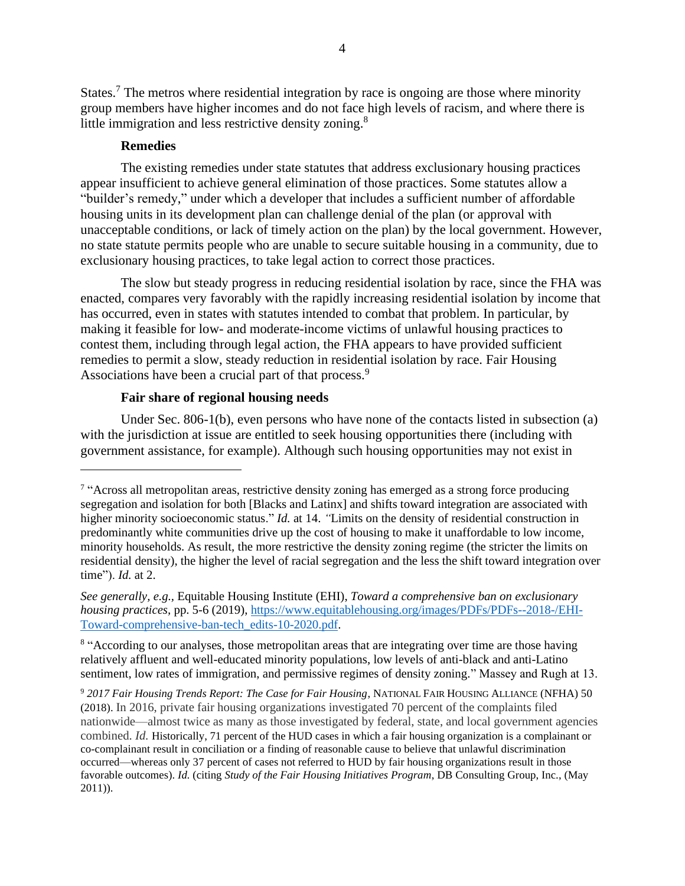States.[7] The metros where residential integration by race is ongoing are those where minority group members have higher incomes and do not face high levels of racism, and where there is little immigration and less restrictive density zoning.[8]

**Remedies**

The existing remedies under state statutes that address exclusionary housing practices appear insufficient to achieve general elimination of those practices. Some statutes allow a "builder's remedy," under which a developer that includes a sufficient number of affordable housing units in its development plan can challenge denial of the plan (or approval with unacceptable conditions, or lack of timely action on the plan) by the local government. However, no state statute permits people who are unable to secure suitable housing in a community, due to exclusionary housing practices, to take legal action to correct those practices.

The slow but steady progress in reducing residential isolation by race, since the FHA was enacted, compares very favorably with the rapidly increasing residential isolation by income that has occurred, even in states with statutes intended to combat that problem. In particular, by making it feasible for low- and moderate-income victims of unlawful housing practices to contest them, including through legal action, the FHA appears to have provided sufficient remedies to permit a slow, steady reduction in residential isolation by race. Fair Housing Associations have been a crucial part of that process.[9]

**Fair share of regional housing needs**

Under Sec. 806-1(b), even persons who have none of the contacts listed in subsection (a) with the jurisdiction at issue are entitled to seek housing opportunities there (including with government assistance, for example). Although such housing opportunities may not exist in

---

[7] "Across all metropolitan areas, restrictive density zoning has emerged as a strong force producing segregation and isolation for both [Blacks and Latinx] and shifts toward integration are associated with higher minority socioeconomic status." *Id.* at 14. "Limits on the density of residential construction in predominantly white communities drive up the cost of housing to make it unaffordable to low income, minority households. As result, the more restrictive the density zoning regime (the stricter the limits on residential density), the higher the level of racial segregation and the less the shift toward integration over time"). *Id.* at 2.

*See generally, e.g.,* Equitable Housing Institute (EHI), *Toward a comprehensive ban on exclusionary housing practices,* pp. 5-6 (2019), https://www.equitablehousing.org/images/PDFs/PDFs--2018-/EHI-Toward-comprehensive-ban-tech_edits-10-2020.pdf.

[8] "According to our analyses, those metropolitan areas that are integrating over time are those having relatively affluent and well-educated minority populations, low levels of anti-black and anti-Latino sentiment, low rates of immigration, and permissive regimes of density zoning." Massey and Rugh at 13.

[9] *2017 Fair Housing Trends Report: The Case for Fair Housing*, NATIONAL FAIR HOUSING ALLIANCE (NFHA) 50 (2018). In 2016, private fair housing organizations investigated 70 percent of the complaints filed nationwide—almost twice as many as those investigated by federal, state, and local government agencies combined. *Id.* Historically, 71 percent of the HUD cases in which a fair housing organization is a complainant or co-complainant result in conciliation or a finding of reasonable cause to believe that unlawful discrimination occurred—whereas only 37 percent of cases not referred to HUD by fair housing organizations result in those favorable outcomes). *Id.* (citing *Study of the Fair Housing Initiatives Program*, DB Consulting Group, Inc., (May 2011)).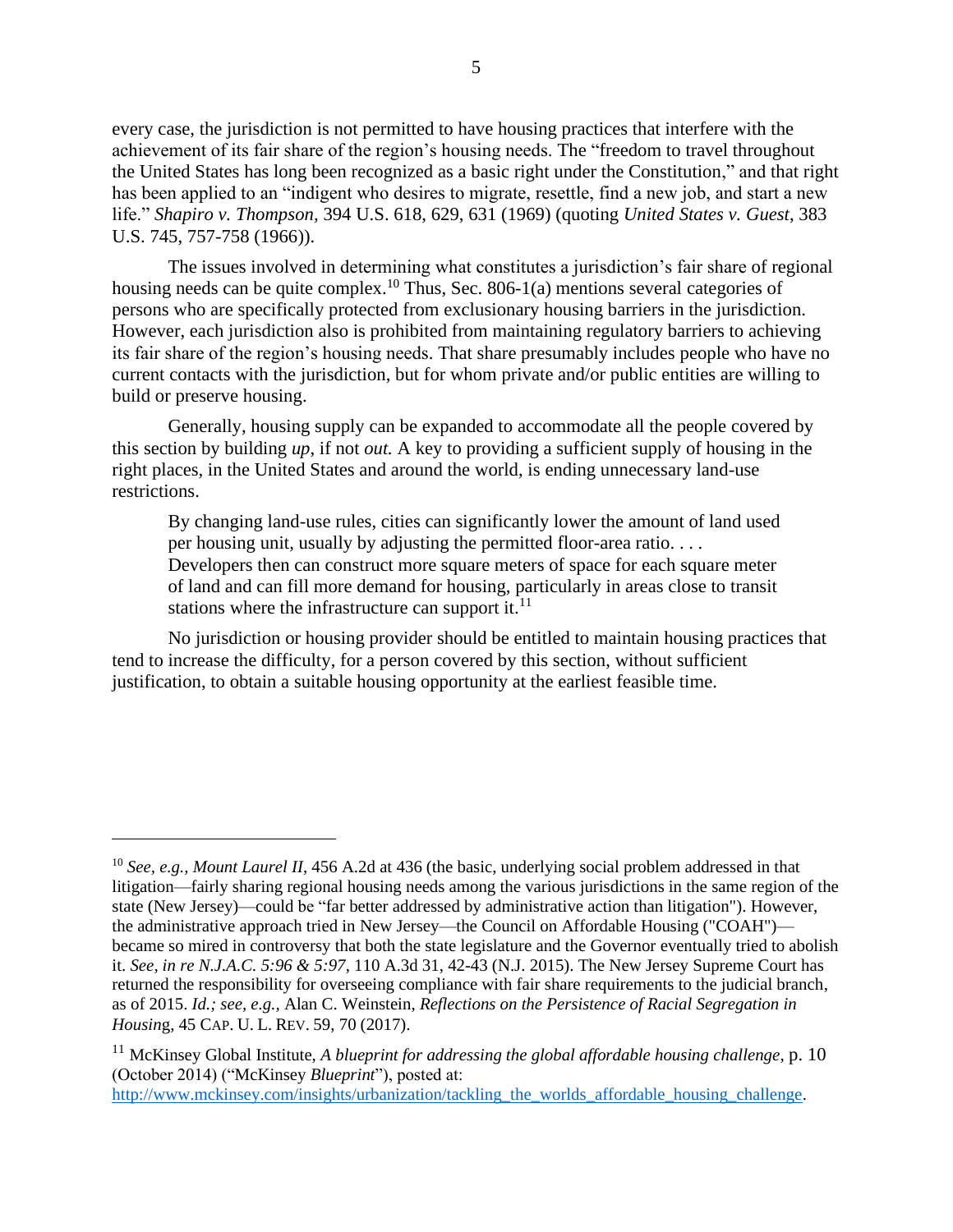every case, the jurisdiction is not permitted to have housing practices that interfere with the achievement of its fair share of the region's housing needs. The "freedom to travel throughout the United States has long been recognized as a basic right under the Constitution," and that right has been applied to an "indigent who desires to migrate, resettle, find a new job, and start a new life." *Shapiro v. Thompson*, 394 U.S. 618, 629, 631 (1969) (quoting *United States v. Guest*, 383 U.S. 745, 757-758 (1966)).

The issues involved in determining what constitutes a jurisdiction's fair share of regional housing needs can be quite complex.[10] Thus, Sec. 806-1(a) mentions several categories of persons who are specifically protected from exclusionary housing barriers in the jurisdiction. However, each jurisdiction also is prohibited from maintaining regulatory barriers to achieving its fair share of the region's housing needs. That share presumably includes people who have no current contacts with the jurisdiction, but for whom private and/or public entities are willing to build or preserve housing.

Generally, housing supply can be expanded to accommodate all the people covered by this section by building *up*, if not *out.* A key to providing a sufficient supply of housing in the right places, in the United States and around the world, is ending unnecessary land-use restrictions.

> By changing land-use rules, cities can significantly lower the amount of land used per housing unit, usually by adjusting the permitted floor-area ratio. . . . Developers then can construct more square meters of space for each square meter of land and can fill more demand for housing, particularly in areas close to transit stations where the infrastructure can support it.[11]

No jurisdiction or housing provider should be entitled to maintain housing practices that tend to increase the difficulty, for a person covered by this section, without sufficient justification, to obtain a suitable housing opportunity at the earliest feasible time.

---

[10] *See, e.g., Mount Laurel II*, 456 A.2d at 436 (the basic, underlying social problem addressed in that litigation—fairly sharing regional housing needs among the various jurisdictions in the same region of the state (New Jersey)—could be "far better addressed by administrative action than litigation"). However, the administrative approach tried in New Jersey—the Council on Affordable Housing ("COAH")—became so mired in controversy that both the state legislature and the Governor eventually tried to abolish it. *See, in re N.J.A.C. 5:96 & 5:97*, 110 A.3d 31, 42-43 (N.J. 2015). The New Jersey Supreme Court has returned the responsibility for overseeing compliance with fair share requirements to the judicial branch, as of 2015. *Id.; see, e.g.*, Alan C. Weinstein, *Reflections on the Persistence of Racial Segregation in Housing*, 45 CAP. U. L. REV. 59, 70 (2017).

[11] McKinsey Global Institute, *A blueprint for addressing the global affordable housing challenge*, p. 10 (October 2014) ("McKinsey *Blueprint*"), posted at: http://www.mckinsey.com/insights/urbanization/tackling_the_worlds_affordable_housing_challenge.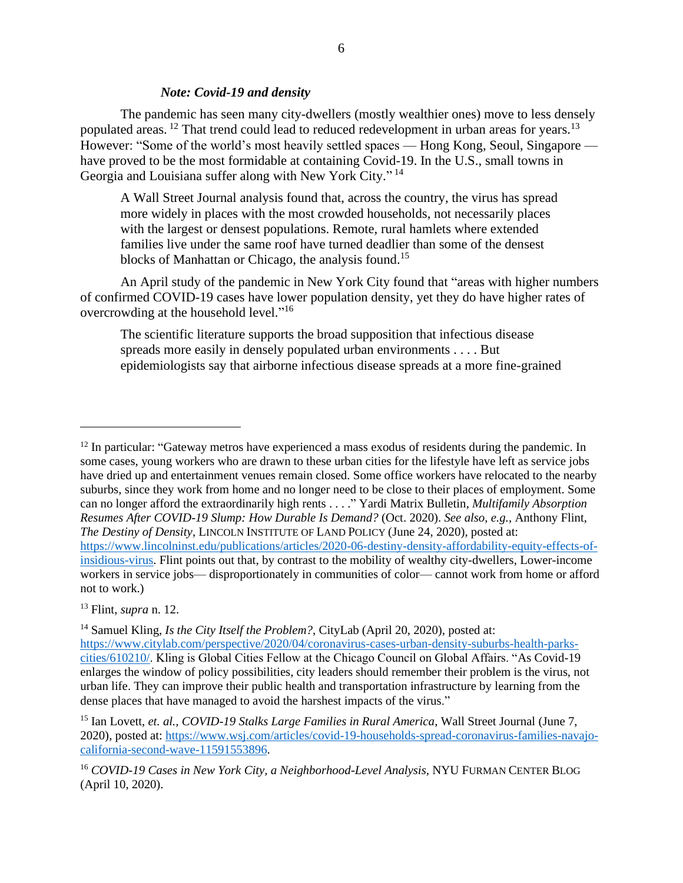### *Note: Covid-19 and density*

The pandemic has seen many city-dwellers (mostly wealthier ones) move to less densely populated areas. [12] That trend could lead to reduced redevelopment in urban areas for years.[13] However: "Some of the world's most heavily settled spaces — Hong Kong, Seoul, Singapore — have proved to be the most formidable at containing Covid-19. In the U.S., small towns in Georgia and Louisiana suffer along with New York City." [14]

> A Wall Street Journal analysis found that, across the country, the virus has spread more widely in places with the most crowded households, not necessarily places with the largest or densest populations. Remote, rural hamlets where extended families live under the same roof have turned deadlier than some of the densest blocks of Manhattan or Chicago, the analysis found.[15]

An April study of the pandemic in New York City found that "areas with higher numbers of confirmed COVID-19 cases have lower population density, yet they do have higher rates of overcrowding at the household level."[16]

> The scientific literature supports the broad supposition that infectious disease spreads more easily in densely populated urban environments . . . . But epidemiologists say that airborne infectious disease spreads at a more fine-grained

---

[12] In particular: "Gateway metros have experienced a mass exodus of residents during the pandemic. In some cases, young workers who are drawn to these urban cities for the lifestyle have left as service jobs have dried up and entertainment venues remain closed. Some office workers have relocated to the nearby suburbs, since they work from home and no longer need to be close to their places of employment. Some can no longer afford the extraordinarily high rents . . . ." Yardi Matrix Bulletin, *Multifamily Absorption Resumes After COVID-19 Slump: How Durable Is Demand?* (Oct. 2020). *See also, e.g.*, Anthony Flint, *The Destiny of Density*, LINCOLN INSTITUTE OF LAND POLICY (June 24, 2020), posted at: https://www.lincolninst.edu/publications/articles/2020-06-destiny-density-affordability-equity-effects-of-insidious-virus. Flint points out that, by contrast to the mobility of wealthy city-dwellers, Lower-income workers in service jobs— disproportionately in communities of color— cannot work from home or afford not to work.)

[13] Flint, *supra* n. 12.

[14] Samuel Kling, *Is the City Itself the Problem?*, CityLab (April 20, 2020), posted at: https://www.citylab.com/perspective/2020/04/coronavirus-cases-urban-density-suburbs-health-parks-cities/610210/. Kling is Global Cities Fellow at the Chicago Council on Global Affairs. "As Covid-19 enlarges the window of policy possibilities, city leaders should remember their problem is the virus, not urban life. They can improve their public health and transportation infrastructure by learning from the dense places that have managed to avoid the harshest impacts of the virus."

[15] Ian Lovett, *et. al.*, *COVID-19 Stalks Large Families in Rural America*, Wall Street Journal (June 7, 2020), posted at: https://www.wsj.com/articles/covid-19-households-spread-coronavirus-families-navajo-california-second-wave-11591553896.

[16] *COVID-19 Cases in New York City, a Neighborhood-Level Analysis*, NYU FURMAN CENTER BLOG (April 10, 2020).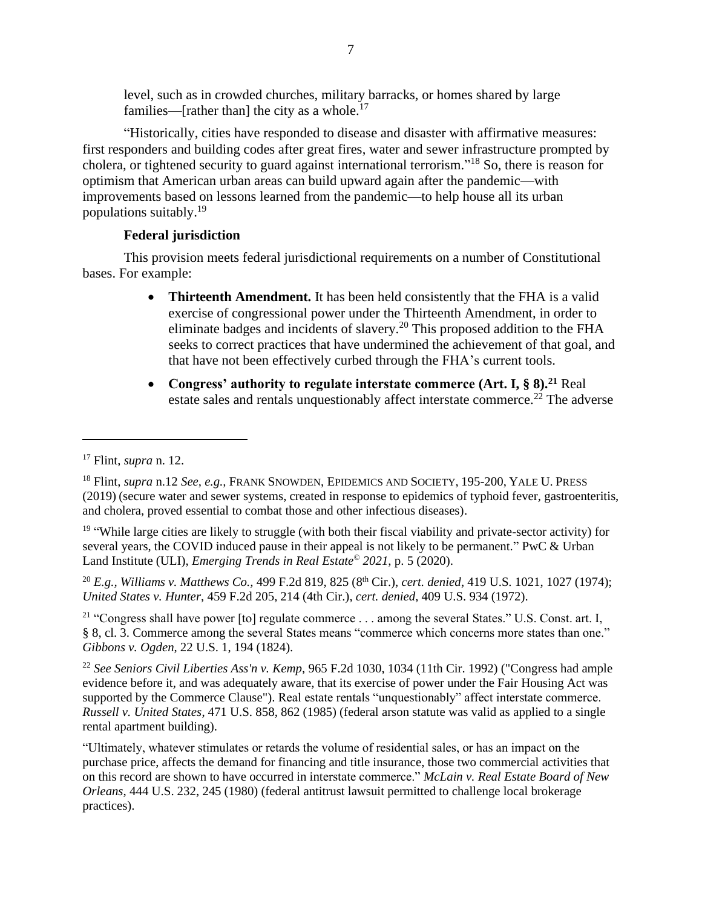level, such as in crowded churches, military barracks, or homes shared by large families—[rather than] the city as a whole.[17]

"Historically, cities have responded to disease and disaster with affirmative measures: first responders and building codes after great fires, water and sewer infrastructure prompted by cholera, or tightened security to guard against international terrorism."[18] So, there is reason for optimism that American urban areas can build upward again after the pandemic—with improvements based on lessons learned from the pandemic—to help house all its urban populations suitably.[19]

**Federal jurisdiction**

This provision meets federal jurisdictional requirements on a number of Constitutional bases. For example:

- **Thirteenth Amendment.** It has been held consistently that the FHA is a valid exercise of congressional power under the Thirteenth Amendment, in order to eliminate badges and incidents of slavery.[20] This proposed addition to the FHA seeks to correct practices that have undermined the achievement of that goal, and that have not been effectively curbed through the FHA's current tools.
- **Congress' authority to regulate interstate commerce (Art. I, § 8).[21]** Real estate sales and rentals unquestionably affect interstate commerce.[22] The adverse

---

[17] Flint, *supra* n. 12.

[18] Flint, *supra* n.12 *See, e.g.,* FRANK SNOWDEN, EPIDEMICS AND SOCIETY, 195-200, YALE U. PRESS (2019) (secure water and sewer systems, created in response to epidemics of typhoid fever, gastroenteritis, and cholera, proved essential to combat those and other infectious diseases).

[19] "While large cities are likely to struggle (with both their fiscal viability and private-sector activity) for several years, the COVID induced pause in their appeal is not likely to be permanent." PwC & Urban Land Institute (ULI), *Emerging Trends in Real Estate© 2021*, p. 5 (2020).

[20] *E.g., Williams v. Matthews Co.,* 499 F.2d 819, 825 (8th Cir.), *cert. denied*, 419 U.S. 1021, 1027 (1974); *United States v. Hunter*, 459 F.2d 205, 214 (4th Cir.), *cert. denied*, 409 U.S. 934 (1972).

[21] "Congress shall have power [to] regulate commerce . . . among the several States." U.S. Const. art. I, § 8, cl. 3. Commerce among the several States means "commerce which concerns more states than one." *Gibbons v. Ogden*, 22 U.S. 1, 194 (1824).

[22] *See Seniors Civil Liberties Ass'n v. Kemp*, 965 F.2d 1030, 1034 (11th Cir. 1992) ("Congress had ample evidence before it, and was adequately aware, that its exercise of power under the Fair Housing Act was supported by the Commerce Clause"). Real estate rentals "unquestionably" affect interstate commerce. *Russell v. United States*, 471 U.S. 858, 862 (1985) (federal arson statute was valid as applied to a single rental apartment building).

"Ultimately, whatever stimulates or retards the volume of residential sales, or has an impact on the purchase price, affects the demand for financing and title insurance, those two commercial activities that on this record are shown to have occurred in interstate commerce." *McLain v. Real Estate Board of New Orleans*, 444 U.S. 232, 245 (1980) (federal antitrust lawsuit permitted to challenge local brokerage practices).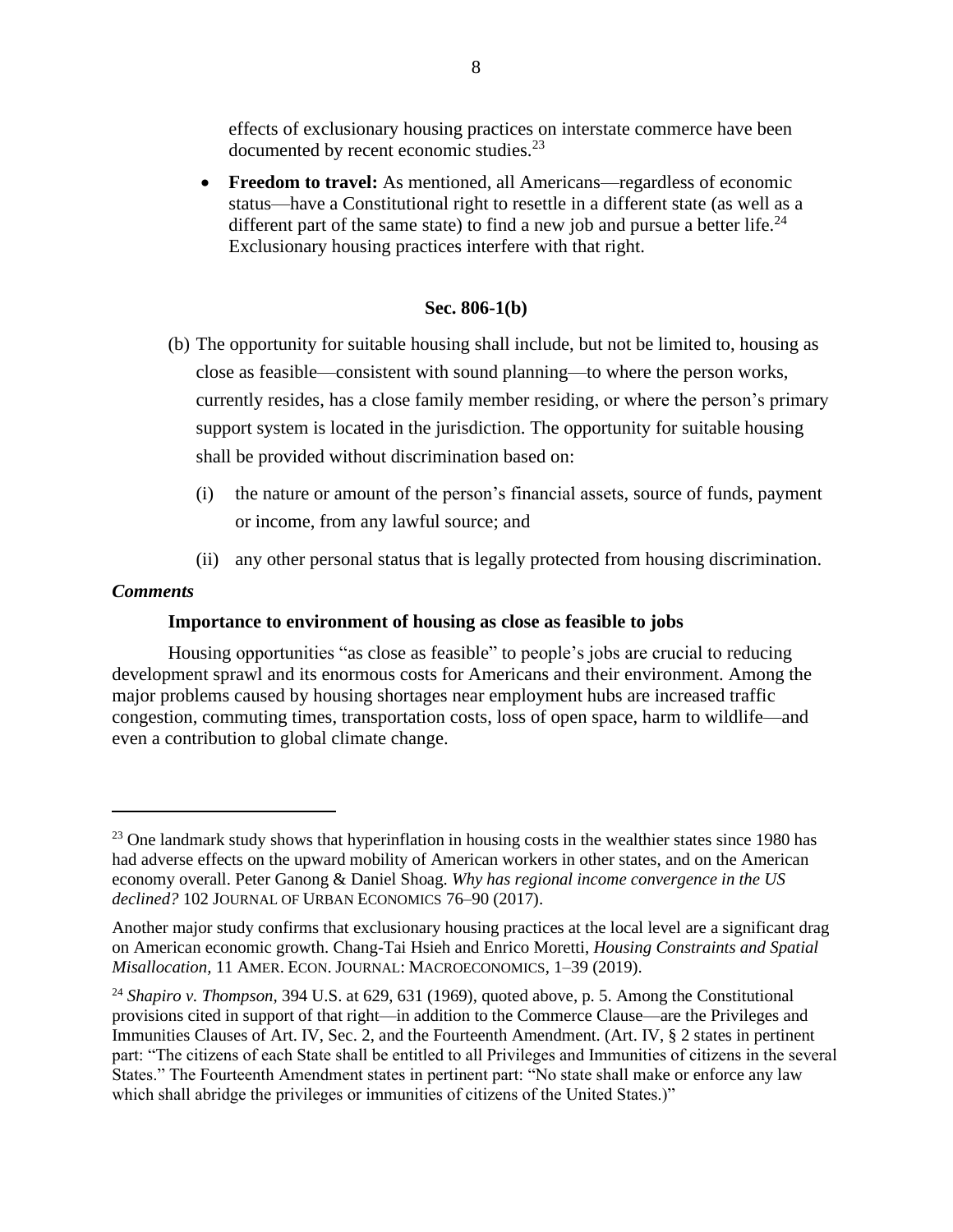effects of exclusionary housing practices on interstate commerce have been documented by recent economic studies.[23]

- **Freedom to travel:** As mentioned, all Americans—regardless of economic status—have a Constitutional right to resettle in a different state (as well as a different part of the same state) to find a new job and pursue a better life.[24] Exclusionary housing practices interfere with that right.

### Sec. 806-1(b)

(b) The opportunity for suitable housing shall include, but not be limited to, housing as close as feasible—consistent with sound planning—to where the person works, currently resides, has a close family member residing, or where the person's primary support system is located in the jurisdiction. The opportunity for suitable housing shall be provided without discrimination based on:

   (i) the nature or amount of the person's financial assets, source of funds, payment or income, from any lawful source; and

   (ii) any other personal status that is legally protected from housing discrimination.

***Comments***

**Importance to environment of housing as close as feasible to jobs**

Housing opportunities "as close as feasible" to people's jobs are crucial to reducing development sprawl and its enormous costs for Americans and their environment. Among the major problems caused by housing shortages near employment hubs are increased traffic congestion, commuting times, transportation costs, loss of open space, harm to wildlife—and even a contribution to global climate change.

---

[23] One landmark study shows that hyperinflation in housing costs in the wealthier states since 1980 has had adverse effects on the upward mobility of American workers in other states, and on the American economy overall. Peter Ganong & Daniel Shoag. *Why has regional income convergence in the US declined?* 102 JOURNAL OF URBAN ECONOMICS 76–90 (2017).

Another major study confirms that exclusionary housing practices at the local level are a significant drag on American economic growth. Chang-Tai Hsieh and Enrico Moretti, *Housing Constraints and Spatial Misallocation,* 11 AMER. ECON. JOURNAL: MACROECONOMICS, 1–39 (2019).

[24] *Shapiro v. Thompson,* 394 U.S. at 629, 631 (1969), quoted above, p. 5. Among the Constitutional provisions cited in support of that right—in addition to the Commerce Clause—are the Privileges and Immunities Clauses of Art. IV, Sec. 2, and the Fourteenth Amendment. (Art. IV, § 2 states in pertinent part: "The citizens of each State shall be entitled to all Privileges and Immunities of citizens in the several States." The Fourteenth Amendment states in pertinent part: "No state shall make or enforce any law which shall abridge the privileges or immunities of citizens of the United States.)"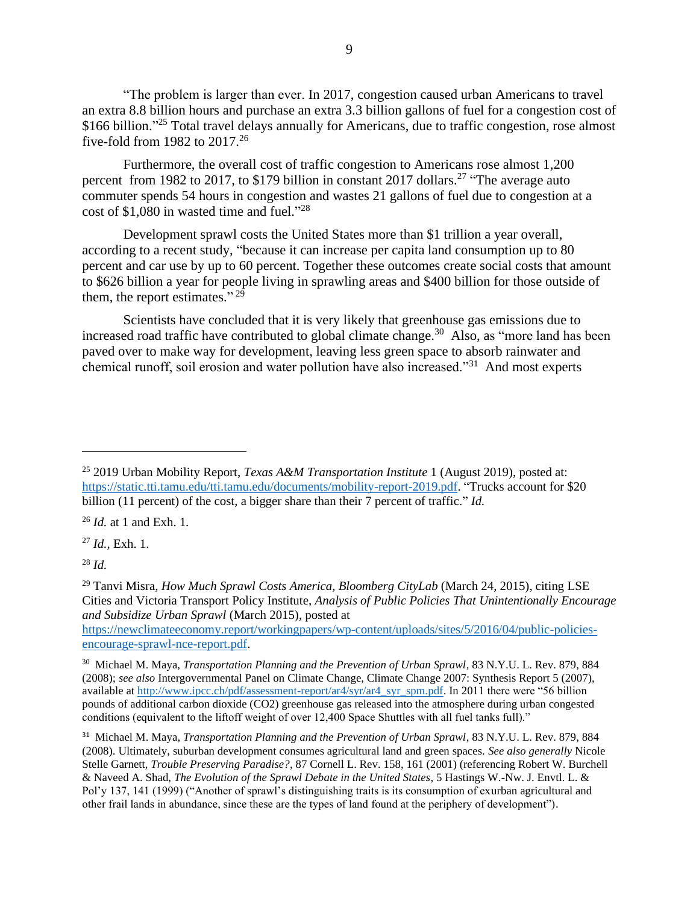"The problem is larger than ever. In 2017, congestion caused urban Americans to travel an extra 8.8 billion hours and purchase an extra 3.3 billion gallons of fuel for a congestion cost of $166 billion."[25] Total travel delays annually for Americans, due to traffic congestion, rose almost five-fold from 1982 to 2017.[26]

Furthermore, the overall cost of traffic congestion to Americans rose almost 1,200 percent from 1982 to 2017, to $179 billion in constant 2017 dollars.[27] "The average auto commuter spends 54 hours in congestion and wastes 21 gallons of fuel due to congestion at a cost of $1,080 in wasted time and fuel."[28]

Development sprawl costs the United States more than $1 trillion a year overall, according to a recent study, "because it can increase per capita land consumption up to 80 percent and car use by up to 60 percent. Together these outcomes create social costs that amount to $626 billion a year for people living in sprawling areas and $400 billion for those outside of them, the report estimates."[29]

Scientists have concluded that it is very likely that greenhouse gas emissions due to increased road traffic have contributed to global climate change.[30] Also, as "more land has been paved over to make way for development, leaving less green space to absorb rainwater and chemical runoff, soil erosion and water pollution have also increased."[31] And most experts

---

[25] 2019 Urban Mobility Report, *Texas A&M Transportation Institute* 1 (August 2019), posted at: https://static.tti.tamu.edu/tti.tamu.edu/documents/mobility-report-2019.pdf. "Trucks account for $20 billion (11 percent) of the cost, a bigger share than their 7 percent of traffic." *Id.*

[26] *Id.* at 1 and Exh. 1.

[27] *Id.*, Exh. 1.

[28] *Id.*

[29] Tanvi Misra, *How Much Sprawl Costs America, Bloomberg CityLab* (March 24, 2015), citing LSE Cities and Victoria Transport Policy Institute, *Analysis of Public Policies That Unintentionally Encourage and Subsidize Urban Sprawl* (March 2015), posted at https://newclimateeconomy.report/workingpapers/wp-content/uploads/sites/5/2016/04/public-policies-encourage-sprawl-nce-report.pdf.

[30] Michael M. Maya, *Transportation Planning and the Prevention of Urban Sprawl*, 83 N.Y.U. L. Rev. 879, 884 (2008); *see also* Intergovernmental Panel on Climate Change, Climate Change 2007: Synthesis Report 5 (2007), available at http://www.ipcc.ch/pdf/assessment-report/ar4/syr/ar4_syr_spm.pdf. In 2011 there were "56 billion pounds of additional carbon dioxide ($CO_2$) greenhouse gas released into the atmosphere during urban congested conditions (equivalent to the liftoff weight of over 12,400 Space Shuttles with all fuel tanks full)."

[31] Michael M. Maya, *Transportation Planning and the Prevention of Urban Sprawl*, 83 N.Y.U. L. Rev. 879, 884 (2008). Ultimately, suburban development consumes agricultural land and green spaces. *See also generally* Nicole Stelle Garnett, *Trouble Preserving Paradise?*, 87 Cornell L. Rev. 158, 161 (2001) (referencing Robert W. Burchell & Naveed A. Shad, *The Evolution of the Sprawl Debate in the United States*, 5 Hastings W.-Nw. J. Envtl. L. & Pol'y 137, 141 (1999) ("Another of sprawl's distinguishing traits is its consumption of exurban agricultural and other frail lands in abundance, since these are the types of land found at the periphery of development").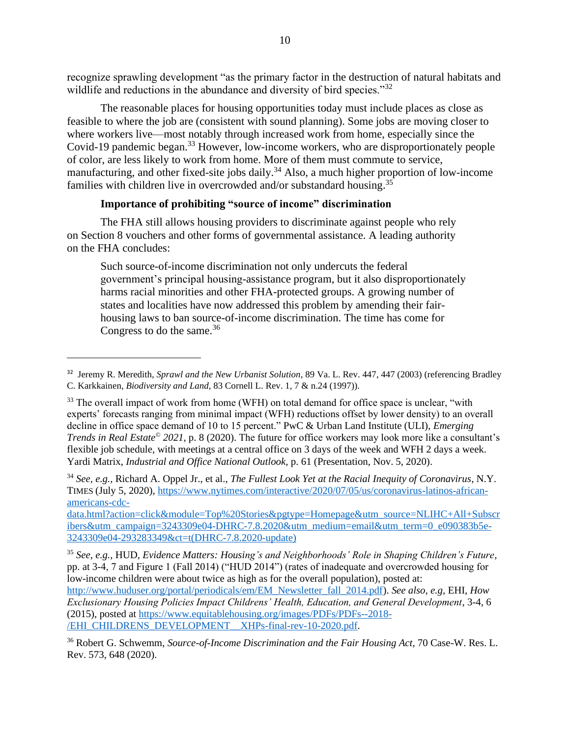recognize sprawling development "as the primary factor in the destruction of natural habitats and wildlife and reductions in the abundance and diversity of bird species."[32]

The reasonable places for housing opportunities today must include places as close as feasible to where the job are (consistent with sound planning). Some jobs are moving closer to where workers live—most notably through increased work from home, especially since the Covid-19 pandemic began.[33] However, low-income workers, who are disproportionately people of color, are less likely to work from home. More of them must commute to service, manufacturing, and other fixed-site jobs daily.[34] Also, a much higher proportion of low-income families with children live in overcrowded and/or substandard housing.[35]

**Importance of prohibiting "source of income" discrimination**

The FHA still allows housing providers to discriminate against people who rely on Section 8 vouchers and other forms of governmental assistance. A leading authority on the FHA concludes:

> Such source-of-income discrimination not only undercuts the federal government's principal housing-assistance program, but it also disproportionately harms racial minorities and other FHA-protected groups. A growing number of states and localities have now addressed this problem by amending their fair-housing laws to ban source-of-income discrimination. The time has come for Congress to do the same.[36]

---

[32] Jeremy R. Meredith, *Sprawl and the New Urbanist Solution*, 89 Va. L. Rev. 447, 447 (2003) (referencing Bradley C. Karkkainen, *Biodiversity and Land*, 83 Cornell L. Rev. 1, 7 & n.24 (1997)).

[33] The overall impact of work from home (WFH) on total demand for office space is unclear, "with experts' forecasts ranging from minimal impact (WFH) reductions offset by lower density) to an overall decline in office space demand of 10 to 15 percent." PwC & Urban Land Institute (ULI), *Emerging Trends in Real Estate© 2021*, p. 8 (2020). The future for office workers may look more like a consultant's flexible job schedule, with meetings at a central office on 3 days of the week and WFH 2 days a week. Yardi Matrix, *Industrial and Office National Outlook*, p. 61 (Presentation, Nov. 5, 2020).

[34] *See, e.g.*, Richard A. Oppel Jr., et al., *The Fullest Look Yet at the Racial Inequity of Coronavirus*, N.Y. TIMES (July 5, 2020), https://www.nytimes.com/interactive/2020/07/05/us/coronavirus-latinos-african-americans-cdc-data.html?action=click&module=Top%20Stories&pgtype=Homepage&utm_source=NLIHC+All+Subscribers&utm_campaign=3243309e04-DHRC-7.8.2020&utm_medium=email&utm_term=0_e090383b5e-3243309e04-293283349&ct=t(DHRC-7.8.2020-update)

[35] *See, e.g.*, HUD, *Evidence Matters: Housing's and Neighborhoods' Role in Shaping Children's Future*, pp. at 3-4, 7 and Figure 1 (Fall 2014) ("HUD 2014") (rates of inadequate and overcrowded housing for low-income children were about twice as high as for the overall population), posted at: http://www.huduser.org/portal/periodicals/em/EM_Newsletter_fall_2014.pdf). *See also, e.g*, EHI, *How Exclusionary Housing Policies Impact Childrens' Health, Education, and General Development*, 3-4, 6 (2015), posted at https://www.equitablehousing.org/images/PDFs/PDFs--2018-/EHI_CHILDRENS_DEVELOPMENT__XHPs-final-rev-10-2020.pdf.

[36] Robert G. Schwemm, *Source-of-Income Discrimination and the Fair Housing Act*, 70 Case-W. Res. L. Rev. 573, 648 (2020).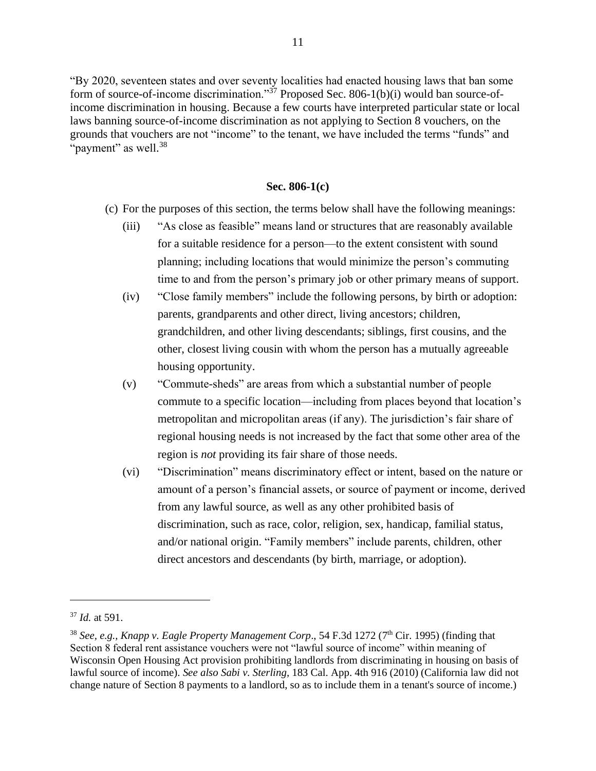"By 2020, seventeen states and over seventy localities had enacted housing laws that ban some form of source-of-income discrimination."[37] Proposed Sec. 806-1(b)(i) would ban source-of-income discrimination in housing. Because a few courts have interpreted particular state or local laws banning source-of-income discrimination as not applying to Section 8 vouchers, on the grounds that vouchers are not "income" to the tenant, we have included the terms "funds" and "payment" as well.[38]

**Sec. 806-1(c)**

(c) For the purposes of this section, the terms below shall have the following meanings:

(iii) "As close as feasible" means land or structures that are reasonably available for a suitable residence for a person—to the extent consistent with sound planning; including locations that would minimize the person's commuting time to and from the person's primary job or other primary means of support.

(iv) "Close family members" include the following persons, by birth or adoption: parents, grandparents and other direct, living ancestors; children, grandchildren, and other living descendants; siblings, first cousins, and the other, closest living cousin with whom the person has a mutually agreeable housing opportunity.

(v) "Commute-sheds" are areas from which a substantial number of people commute to a specific location—including from places beyond that location's metropolitan and micropolitan areas (if any). The jurisdiction's fair share of regional housing needs is not increased by the fact that some other area of the region is *not* providing its fair share of those needs.

(vi) "Discrimination" means discriminatory effect or intent, based on the nature or amount of a person's financial assets, or source of payment or income, derived from any lawful source, as well as any other prohibited basis of discrimination, such as race, color, religion, sex, handicap, familial status, and/or national origin. "Family members" include parents, children, other direct ancestors and descendants (by birth, marriage, or adoption).

---

[37] *Id.* at 591.

[38] *See, e.g., Knapp v. Eagle Property Management Corp*., 54 F.3d 1272 (7th Cir. 1995) (finding that Section 8 federal rent assistance vouchers were not "lawful source of income" within meaning of Wisconsin Open Housing Act provision prohibiting landlords from discriminating in housing on basis of lawful source of income). *See also Sabi v. Sterling*, 183 Cal. App. 4th 916 (2010) (California law did not change nature of Section 8 payments to a landlord, so as to include them in a tenant's source of income.)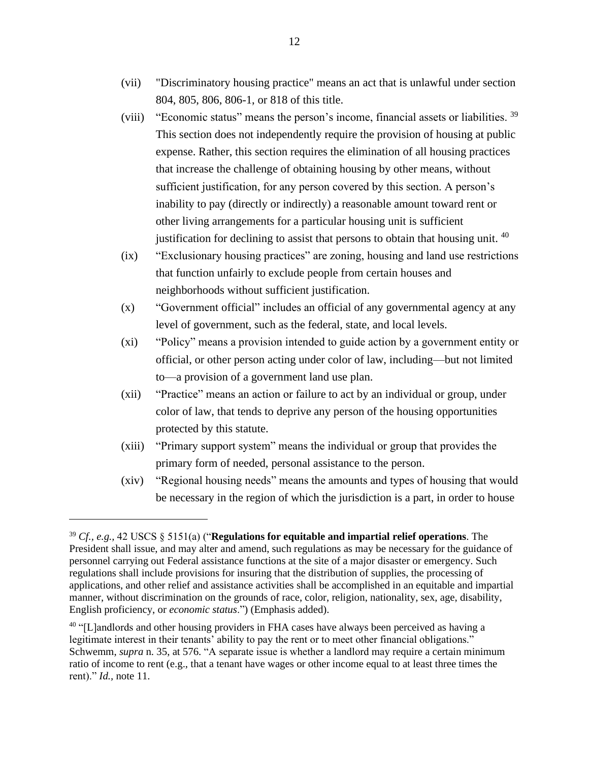(vii) "Discriminatory housing practice" means an act that is unlawful under section 804, 805, 806, 806-1, or 818 of this title.

(viii) "Economic status" means the person's income, financial assets or liabilities.[39] This section does not independently require the provision of housing at public expense. Rather, this section requires the elimination of all housing practices that increase the challenge of obtaining housing by other means, without sufficient justification, for any person covered by this section. A person's inability to pay (directly or indirectly) a reasonable amount toward rent or other living arrangements for a particular housing unit is sufficient justification for declining to assist that persons to obtain that housing unit.[40]

(ix) "Exclusionary housing practices" are zoning, housing and land use restrictions that function unfairly to exclude people from certain houses and neighborhoods without sufficient justification.

(x) "Government official" includes an official of any governmental agency at any level of government, such as the federal, state, and local levels.

(xi) "Policy" means a provision intended to guide action by a government entity or official, or other person acting under color of law, including—but not limited to—a provision of a government land use plan.

(xii) "Practice" means an action or failure to act by an individual or group, under color of law, that tends to deprive any person of the housing opportunities protected by this statute.

(xiii) "Primary support system" means the individual or group that provides the primary form of needed, personal assistance to the person.

(xiv) "Regional housing needs" means the amounts and types of housing that would be necessary in the region of which the jurisdiction is a part, in order to house

---

[39] *Cf., e.g.*, 42 USCS § 5151(a) ("**Regulations for equitable and impartial relief operations**. The President shall issue, and may alter and amend, such regulations as may be necessary for the guidance of personnel carrying out Federal assistance functions at the site of a major disaster or emergency. Such regulations shall include provisions for insuring that the distribution of supplies, the processing of applications, and other relief and assistance activities shall be accomplished in an equitable and impartial manner, without discrimination on the grounds of race, color, religion, nationality, sex, age, disability, English proficiency, or *economic status*.") (Emphasis added).

[40] "[L]andlords and other housing providers in FHA cases have always been perceived as having a legitimate interest in their tenants' ability to pay the rent or to meet other financial obligations." Schwemm, *supra* n. 35, at 576. "A separate issue is whether a landlord may require a certain minimum ratio of income to rent (e.g., that a tenant have wages or other income equal to at least three times the rent)." *Id.*, note 11.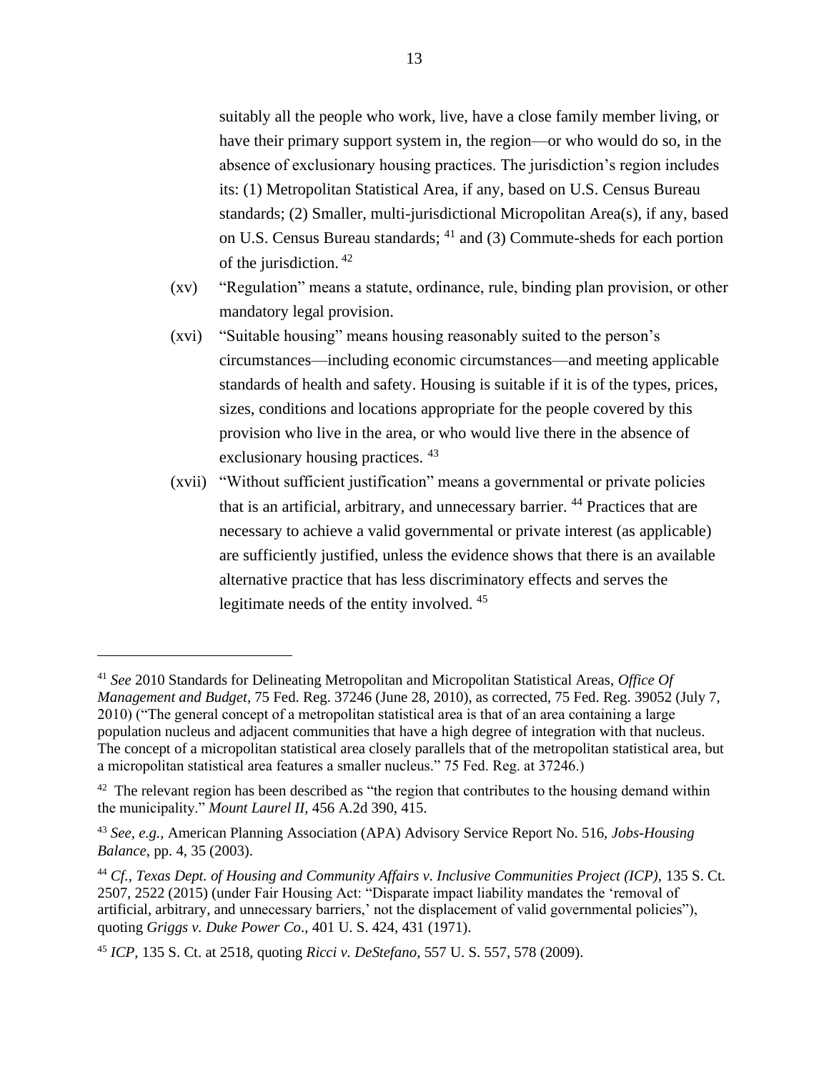suitably all the people who work, live, have a close family member living, or have their primary support system in, the region—or who would do so, in the absence of exclusionary housing practices. The jurisdiction's region includes its: (1) Metropolitan Statistical Area, if any, based on U.S. Census Bureau standards; (2) Smaller, multi-jurisdictional Micropolitan Area(s), if any, based on U.S. Census Bureau standards; [41] and (3) Commute-sheds for each portion of the jurisdiction. [42]

(xv) "Regulation" means a statute, ordinance, rule, binding plan provision, or other mandatory legal provision.

(xvi) "Suitable housing" means housing reasonably suited to the person's circumstances—including economic circumstances—and meeting applicable standards of health and safety. Housing is suitable if it is of the types, prices, sizes, conditions and locations appropriate for the people covered by this provision who live in the area, or who would live there in the absence of exclusionary housing practices. [43]

(xvii) "Without sufficient justification" means a governmental or private policies that is an artificial, arbitrary, and unnecessary barrier. [44] Practices that are necessary to achieve a valid governmental or private interest (as applicable) are sufficiently justified, unless the evidence shows that there is an available alternative practice that has less discriminatory effects and serves the legitimate needs of the entity involved. [45]

---

[41] *See* 2010 Standards for Delineating Metropolitan and Micropolitan Statistical Areas, *Office Of Management and Budget*, 75 Fed. Reg. 37246 (June 28, 2010), as corrected, 75 Fed. Reg. 39052 (July 7, 2010) ("The general concept of a metropolitan statistical area is that of an area containing a large population nucleus and adjacent communities that have a high degree of integration with that nucleus. The concept of a micropolitan statistical area closely parallels that of the metropolitan statistical area, but a micropolitan statistical area features a smaller nucleus." 75 Fed. Reg. at 37246.)

[42] The relevant region has been described as "the region that contributes to the housing demand within the municipality." *Mount Laurel II,* 456 A.2d 390, 415.

[43] *See, e.g.,* American Planning Association (APA) Advisory Service Report No. 516, *Jobs-Housing Balance*, pp. 4, 35 (2003).

[44] *Cf., Texas Dept. of Housing and Community Affairs v. Inclusive Communities Project (ICP),* 135 S. Ct. 2507, 2522 (2015) (under Fair Housing Act: "Disparate impact liability mandates the 'removal of artificial, arbitrary, and unnecessary barriers,' not the displacement of valid governmental policies"), quoting *Griggs v. Duke Power Co*., 401 U. S. 424, 431 (1971).

[45] *ICP*, 135 S. Ct. at 2518, quoting *Ricci v. DeStefano*, 557 U. S. 557, 578 (2009).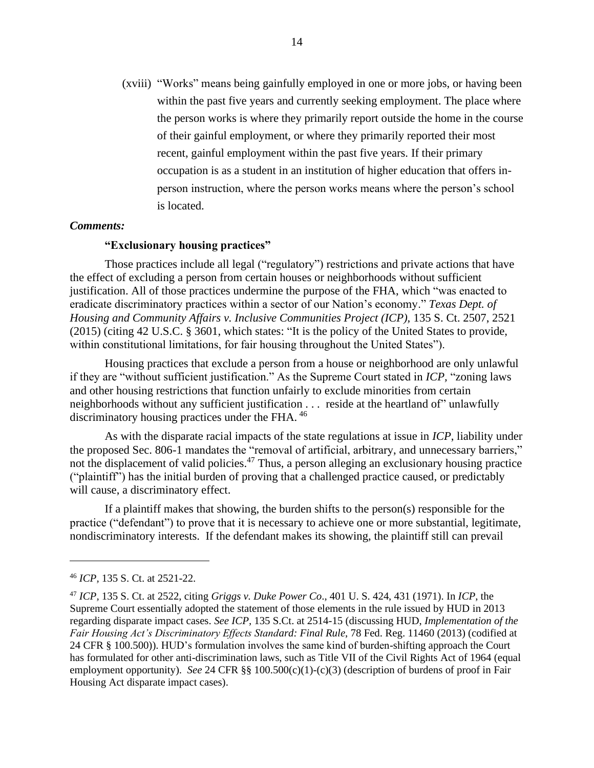(xviii) "Works" means being gainfully employed in one or more jobs, or having been within the past five years and currently seeking employment. The place where the person works is where they primarily report outside the home in the course of their gainful employment, or where they primarily reported their most recent, gainful employment within the past five years. If their primary occupation is as a student in an institution of higher education that offers in-person instruction, where the person works means where the person's school is located.

***Comments:***

**"Exclusionary housing practices"**

Those practices include all legal ("regulatory") restrictions and private actions that have the effect of excluding a person from certain houses or neighborhoods without sufficient justification. All of those practices undermine the purpose of the FHA, which "was enacted to eradicate discriminatory practices within a sector of our Nation's economy." *Texas Dept. of Housing and Community Affairs v. Inclusive Communities Project (ICP)*, 135 S. Ct. 2507, 2521 (2015) (citing 42 U.S.C. § 3601, which states: "It is the policy of the United States to provide, within constitutional limitations, for fair housing throughout the United States").

Housing practices that exclude a person from a house or neighborhood are only unlawful if they are "without sufficient justification." As the Supreme Court stated in *ICP,* "zoning laws and other housing restrictions that function unfairly to exclude minorities from certain neighborhoods without any sufficient justification . . . reside at the heartland of" unlawfully discriminatory housing practices under the FHA.[46]

As with the disparate racial impacts of the state regulations at issue in *ICP*, liability under the proposed Sec. 806-1 mandates the "removal of artificial, arbitrary, and unnecessary barriers," not the displacement of valid policies.[47] Thus, a person alleging an exclusionary housing practice ("plaintiff") has the initial burden of proving that a challenged practice caused, or predictably will cause, a discriminatory effect.

If a plaintiff makes that showing, the burden shifts to the person(s) responsible for the practice ("defendant") to prove that it is necessary to achieve one or more substantial, legitimate, nondiscriminatory interests. If the defendant makes its showing, the plaintiff still can prevail

---

[46] *ICP,* 135 S. Ct. at 2521-22.

[47] *ICP,* 135 S. Ct. at 2522, citing *Griggs v. Duke Power Co*., 401 U. S. 424, 431 (1971). In *ICP*, the Supreme Court essentially adopted the statement of those elements in the rule issued by HUD in 2013 regarding disparate impact cases. *See ICP*, 135 S.Ct. at 2514-15 (discussing HUD, *Implementation of the Fair Housing Act's Discriminatory Effects Standard: Final Rule*, 78 Fed. Reg. 11460 (2013) (codified at 24 CFR § 100.500)). HUD's formulation involves the same kind of burden-shifting approach the Court has formulated for other anti-discrimination laws, such as Title VII of the Civil Rights Act of 1964 (equal employment opportunity). *See* 24 CFR §§ 100.500(c)(1)-(c)(3) (description of burdens of proof in Fair Housing Act disparate impact cases).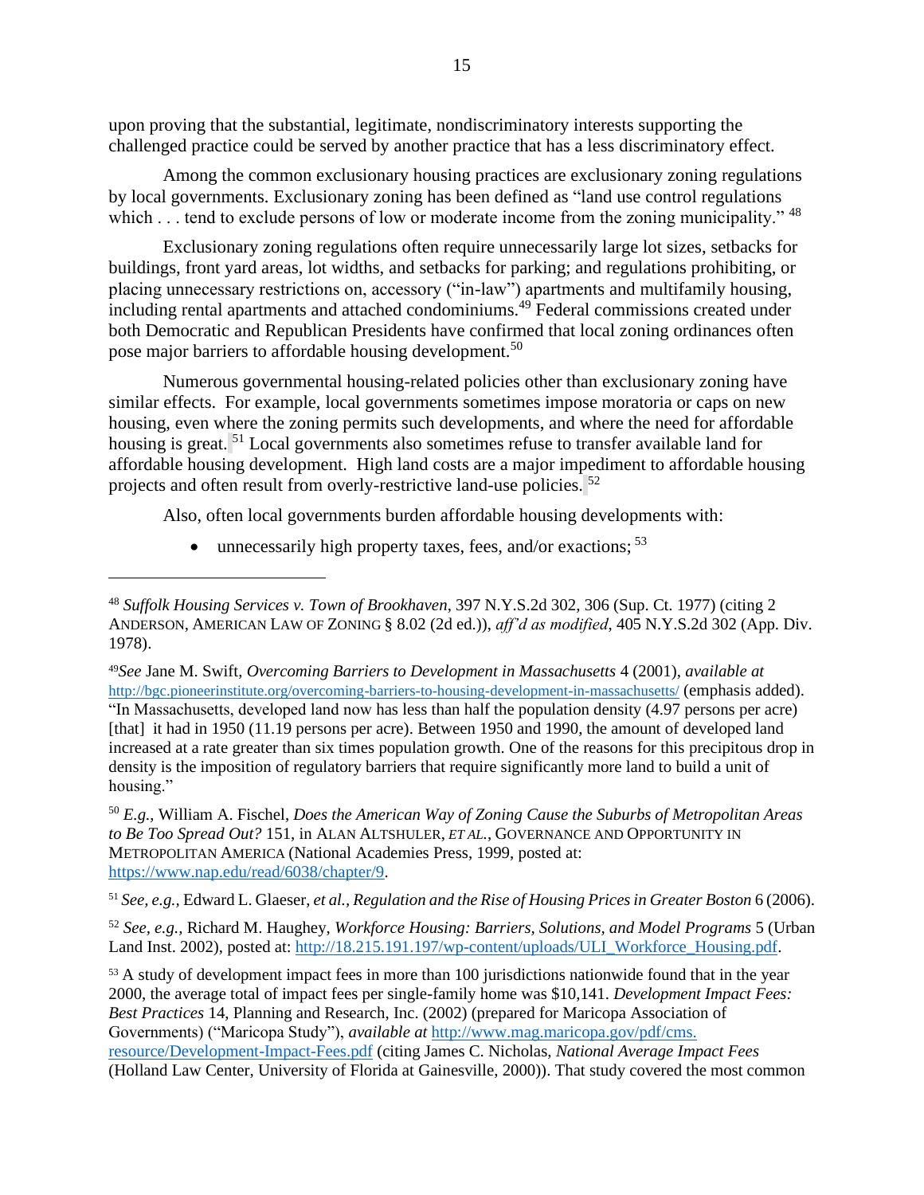upon proving that the substantial, legitimate, nondiscriminatory interests supporting the challenged practice could be served by another practice that has a less discriminatory effect.

Among the common exclusionary housing practices are exclusionary zoning regulations by local governments. Exclusionary zoning has been defined as "land use control regulations which . . . tend to exclude persons of low or moderate income from the zoning municipality." [48]

Exclusionary zoning regulations often require unnecessarily large lot sizes, setbacks for buildings, front yard areas, lot widths, and setbacks for parking; and regulations prohibiting, or placing unnecessary restrictions on, accessory ("in-law") apartments and multifamily housing, including rental apartments and attached condominiums.[49] Federal commissions created under both Democratic and Republican Presidents have confirmed that local zoning ordinances often pose major barriers to affordable housing development.[50]

Numerous governmental housing-related policies other than exclusionary zoning have similar effects. For example, local governments sometimes impose moratoria or caps on new housing, even where the zoning permits such developments, and where the need for affordable housing is great.[51] Local governments also sometimes refuse to transfer available land for affordable housing development. High land costs are a major impediment to affordable housing projects and often result from overly-restrictive land-use policies.[52]

Also, often local governments burden affordable housing developments with:

- unnecessarily high property taxes, fees, and/or exactions; [53]

---

[48] *Suffolk Housing Services v. Town of Brookhaven*, 397 N.Y.S.2d 302, 306 (Sup. Ct. 1977) (citing 2 ANDERSON, AMERICAN LAW OF ZONING § 8.02 (2d ed.)), *aff'd as modified*, 405 N.Y.S.2d 302 (App. Div. 1978).

[49] *See* Jane M. Swift, *Overcoming Barriers to Development in Massachusetts* 4 (2001), *available at* http://bgc.pioneerinstitute.org/overcoming-barriers-to-housing-development-in-massachusetts/ (emphasis added). "In Massachusetts, developed land now has less than half the population density (4.97 persons per acre) [that] it had in 1950 (11.19 persons per acre). Between 1950 and 1990, the amount of developed land increased at a rate greater than six times population growth. One of the reasons for this precipitous drop in density is the imposition of regulatory barriers that require significantly more land to build a unit of housing."

[50] *E.g.*, William A. Fischel, *Does the American Way of Zoning Cause the Suburbs of Metropolitan Areas to Be Too Spread Out?* 151, in ALAN ALTSHULER, *ET AL.*, GOVERNANCE AND OPPORTUNITY IN METROPOLITAN AMERICA (National Academies Press, 1999, posted at: https://www.nap.edu/read/6038/chapter/9.

[51] *See, e.g.,* Edward L. Glaeser, *et al.*, *Regulation and the Rise of Housing Prices in Greater Boston* 6 (2006).

[52] *See, e.g.,* Richard M. Haughey, *Workforce Housing: Barriers, Solutions, and Model Programs* 5 (Urban Land Inst. 2002), posted at: http://18.215.191.197/wp-content/uploads/ULI_Workforce_Housing.pdf.

[53] A study of development impact fees in more than 100 jurisdictions nationwide found that in the year 2000, the average total of impact fees per single-family home was $10,141. *Development Impact Fees: Best Practices* 14, Planning and Research, Inc. (2002) (prepared for Maricopa Association of Governments) ("Maricopa Study"), *available at* http://www.mag.maricopa.gov/pdf/cms.resource/Development-Impact-Fees.pdf (citing James C. Nicholas, *National Average Impact Fees* (Holland Law Center, University of Florida at Gainesville, 2000)). That study covered the most common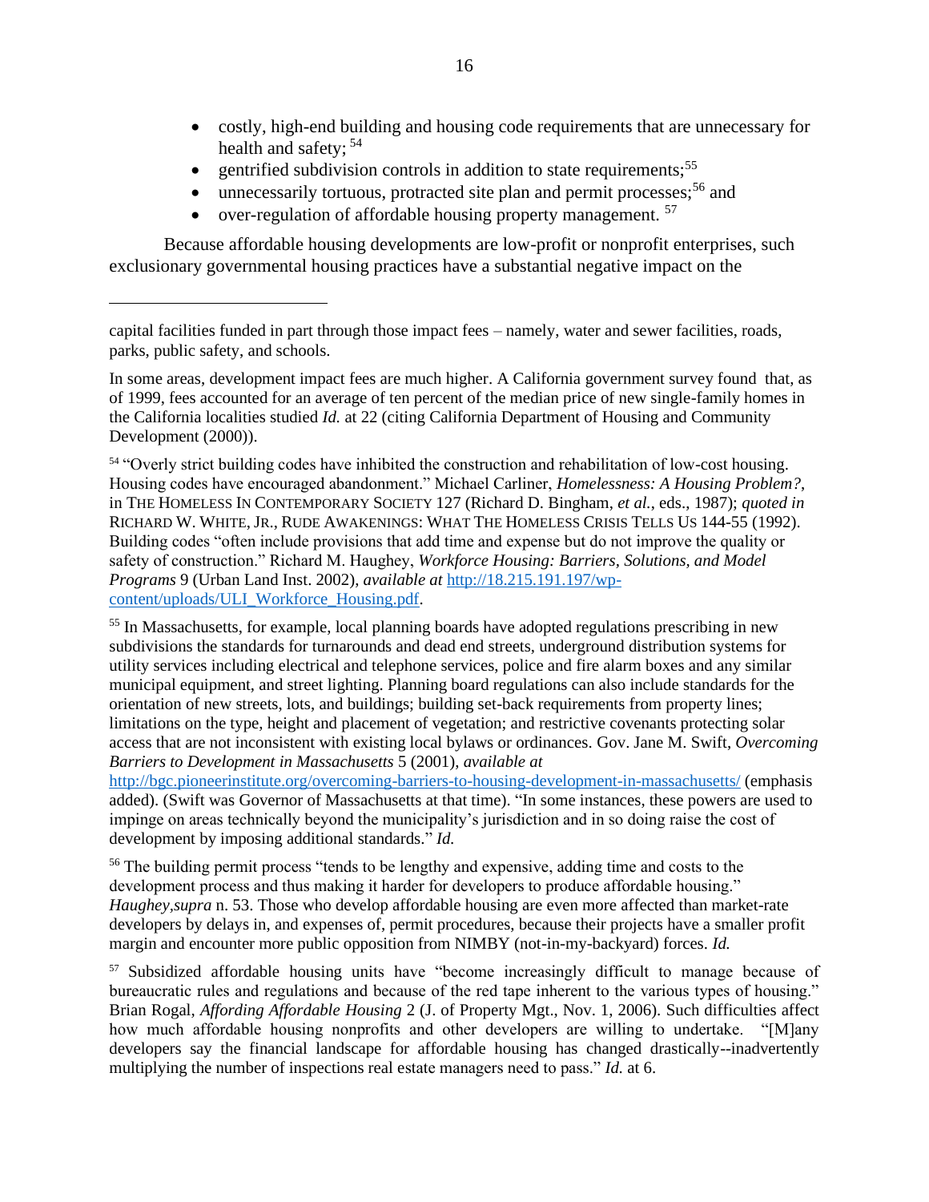- costly, high-end building and housing code requirements that are unnecessary for health and safety; [54]
- gentrified subdivision controls in addition to state requirements;[55]
- unnecessarily tortuous, protracted site plan and permit processes;[56] and
- over-regulation of affordable housing property management. [57]

Because affordable housing developments are low-profit or nonprofit enterprises, such exclusionary governmental housing practices have a substantial negative impact on the

---

capital facilities funded in part through those impact fees – namely, water and sewer facilities, roads, parks, public safety, and schools.

In some areas, development impact fees are much higher. A California government survey found that, as of 1999, fees accounted for an average of ten percent of the median price of new single-family homes in the California localities studied *Id.* at 22 (citing California Department of Housing and Community Development (2000)).

[54] "Overly strict building codes have inhibited the construction and rehabilitation of low-cost housing. Housing codes have encouraged abandonment." Michael Carliner, *Homelessness: A Housing Problem?*, in THE HOMELESS IN CONTEMPORARY SOCIETY 127 (Richard D. Bingham, *et al.*, eds., 1987); *quoted in* RICHARD W. WHITE, JR., RUDE AWAKENINGS: WHAT THE HOMELESS CRISIS TELLS US 144-55 (1992). Building codes "often include provisions that add time and expense but do not improve the quality or safety of construction." Richard M. Haughey, *Workforce Housing: Barriers, Solutions, and Model Programs* 9 (Urban Land Inst. 2002), *available at* [http://18.215.191.197/wp-content/uploads/ULI_Workforce_Housing.pdf](http://18.215.191.197/wp-content/uploads/ULI_Workforce_Housing.pdf).

[55] In Massachusetts, for example, local planning boards have adopted regulations prescribing in new subdivisions the standards for turnarounds and dead end streets, underground distribution systems for utility services including electrical and telephone services, police and fire alarm boxes and any similar municipal equipment, and street lighting. Planning board regulations can also include standards for the orientation of new streets, lots, and buildings; building set-back requirements from property lines; limitations on the type, height and placement of vegetation; and restrictive covenants protecting solar access that are not inconsistent with existing local bylaws or ordinances. Gov. Jane M. Swift, *Overcoming Barriers to Development in Massachusetts* 5 (2001), *available at* [http://bgc.pioneerinstitute.org/overcoming-barriers-to-housing-development-in-massachusetts/](http://bgc.pioneerinstitute.org/overcoming-barriers-to-housing-development-in-massachusetts/) (emphasis added). (Swift was Governor of Massachusetts at that time). "In some instances, these powers are used to impinge on areas technically beyond the municipality's jurisdiction and in so doing raise the cost of development by imposing additional standards." *Id.*

[56] The building permit process "tends to be lengthy and expensive, adding time and costs to the development process and thus making it harder for developers to produce affordable housing." *Haughey,supra* n. 53. Those who develop affordable housing are even more affected than market-rate developers by delays in, and expenses of, permit procedures, because their projects have a smaller profit margin and encounter more public opposition from NIMBY (not-in-my-backyard) forces. *Id.*

[57] Subsidized affordable housing units have "become increasingly difficult to manage because of bureaucratic rules and regulations and because of the red tape inherent to the various types of housing." Brian Rogal, *Affording Affordable Housing* 2 (J. of Property Mgt., Nov. 1, 2006). Such difficulties affect how much affordable housing nonprofits and other developers are willing to undertake. "[M]any developers say the financial landscape for affordable housing has changed drastically--inadvertently multiplying the number of inspections real estate managers need to pass." *Id.* at 6.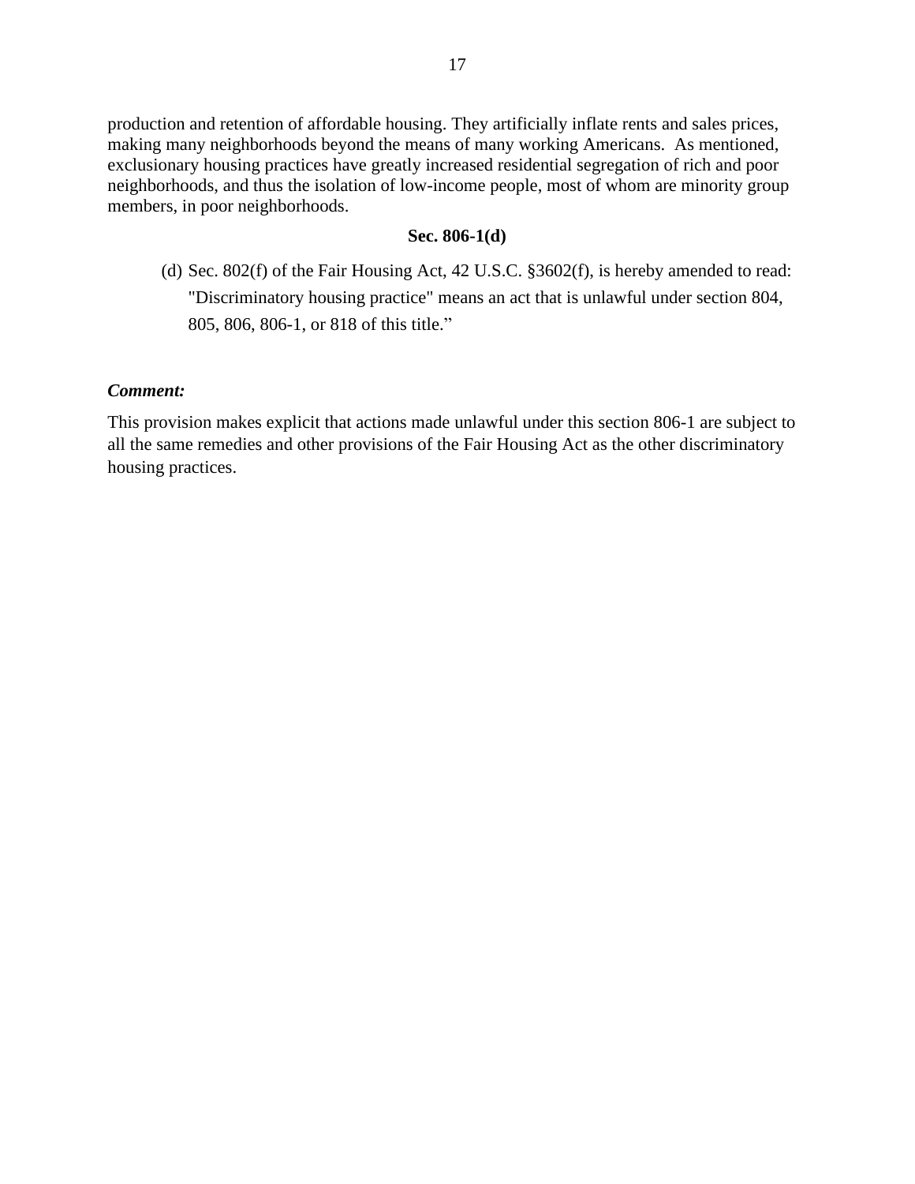production and retention of affordable housing. They artificially inflate rents and sales prices, making many neighborhoods beyond the means of many working Americans. As mentioned, exclusionary housing practices have greatly increased residential segregation of rich and poor neighborhoods, and thus the isolation of low-income people, most of whom are minority group members, in poor neighborhoods.

**Sec. 806-1(d)**

(d) Sec. 802(f) of the Fair Housing Act, 42 U.S.C. §3602(f), is hereby amended to read: "Discriminatory housing practice" means an act that is unlawful under section 804, 805, 806, 806-1, or 818 of this title."

***Comment:***

This provision makes explicit that actions made unlawful under this section 806-1 are subject to all the same remedies and other provisions of the Fair Housing Act as the other discriminatory housing practices.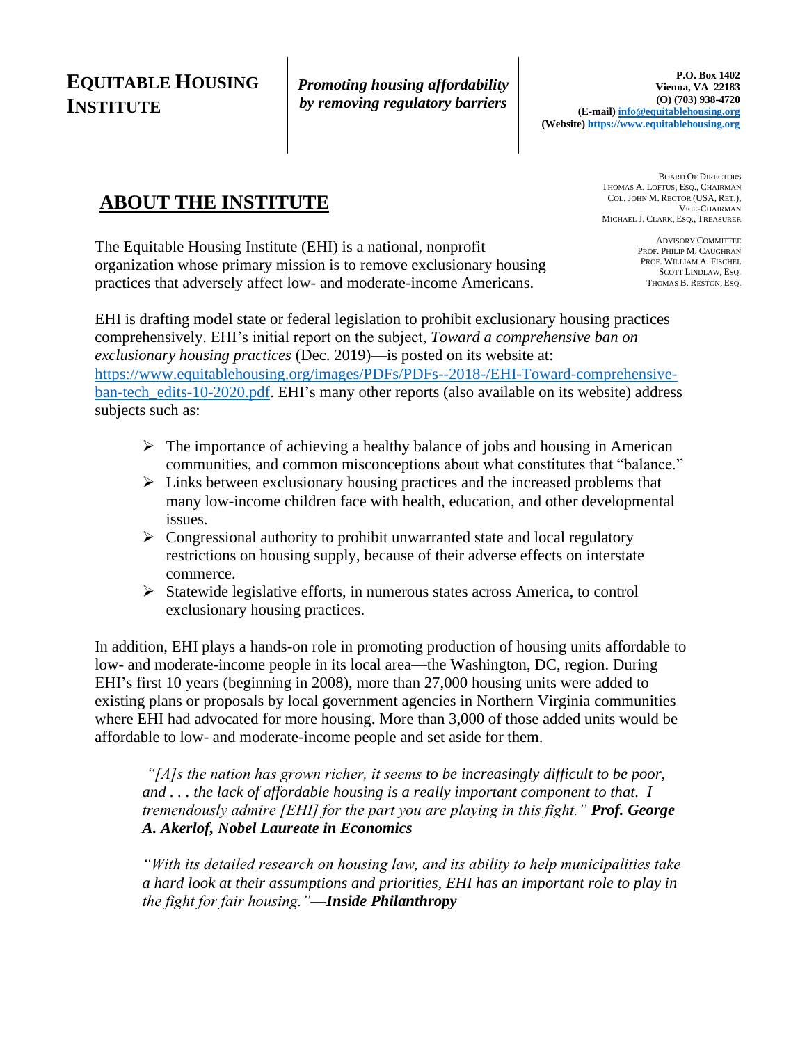**EQUITABLE HOUSING INSTITUTE**

***Promoting housing affordability by removing regulatory barriers***

**P.O. Box 1402**
**Vienna, VA 22183**
**(O) (703) 938-4720**
**(E-mail) info@equitablehousing.org**
**(Website) https://www.equitablehousing.org**

BOARD OF DIRECTORS
THOMAS A. LOFTUS, ESQ., CHAIRMAN
COL. JOHN M. RECTOR (USA, RET.), VICE-CHAIRMAN
MICHAEL J. CLARK, ESQ., TREASURER

ADVISORY COMMITTEE
PROF. PHILIP M. CAUGHRAN
PROF. WILLIAM A. FISCHEL
SCOTT LINDLAW, ESQ.
THOMAS B. RESTON, ESQ.

# ABOUT THE INSTITUTE

The Equitable Housing Institute (EHI) is a national, nonprofit organization whose primary mission is to remove exclusionary housing practices that adversely affect low- and moderate-income Americans.

EHI is drafting model state or federal legislation to prohibit exclusionary housing practices comprehensively. EHI's initial report on the subject, *Toward a comprehensive ban on exclusionary housing practices* (Dec. 2019)—is posted on its website at: https://www.equitablehousing.org/images/PDFs/PDFs--2018-/EHI-Toward-comprehensive-ban-tech_edits-10-2020.pdf. EHI's many other reports (also available on its website) address subjects such as:

- The importance of achieving a healthy balance of jobs and housing in American communities, and common misconceptions about what constitutes that "balance."
- Links between exclusionary housing practices and the increased problems that many low-income children face with health, education, and other developmental issues.
- Congressional authority to prohibit unwarranted state and local regulatory restrictions on housing supply, because of their adverse effects on interstate commerce.
- Statewide legislative efforts, in numerous states across America, to control exclusionary housing practices.

In addition, EHI plays a hands-on role in promoting production of housing units affordable to low- and moderate-income people in its local area—the Washington, DC, region. During EHI's first 10 years (beginning in 2008), more than 27,000 housing units were added to existing plans or proposals by local government agencies in Northern Virginia communities where EHI had advocated for more housing. More than 3,000 of those added units would be affordable to low- and moderate-income people and set aside for them.

> *"[A]s the nation has grown richer, it seems to be increasingly difficult to be poor, and . . . the lack of affordable housing is a really important component to that. I tremendously admire [EHI] for the part you are playing in this fight."* ***Prof. George A. Akerlof, Nobel Laureate in Economics***

> *"With its detailed research on housing law, and its ability to help municipalities take a hard look at their assumptions and priorities, EHI has an important role to play in the fight for fair housing."*—***Inside Philanthropy***